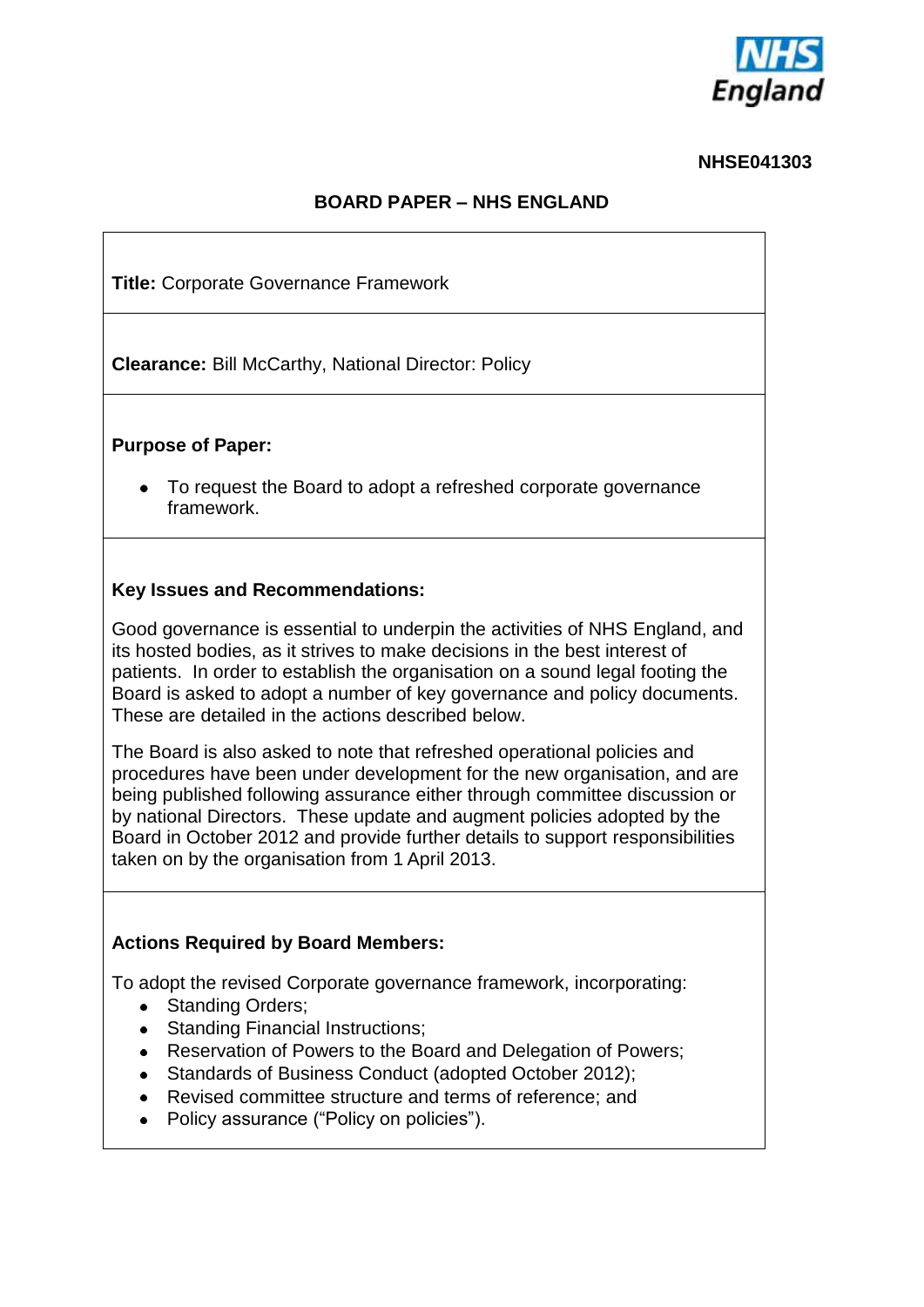NHSE041303

# BOARD PAPER – NHS ENGLAND

**Title:** Corporate Governance Framework

**Clearance:** Bill McCarthy, National Director: Policy

**Purpose of Paper:**

- To request the Board to adopt a refreshed corporate governance framework.

**Key Issues and Recommendations:**

Good governance is essential to underpin the activities of NHS England, and its hosted bodies, as it strives to make decisions in the best interest of patients. In order to establish the organisation on a sound legal footing the Board is asked to adopt a number of key governance and policy documents. These are detailed in the actions described below.

The Board is also asked to note that refreshed operational policies and procedures have been under development for the new organisation, and are being published following assurance either through committee discussion or by national Directors. These update and augment policies adopted by the Board in October 2012 and provide further details to support responsibilities taken on by the organisation from 1 April 2013.

**Actions Required by Board Members:**

To adopt the revised Corporate governance framework, incorporating:

- Standing Orders;
- Standing Financial Instructions;
- Reservation of Powers to the Board and Delegation of Powers;
- Standards of Business Conduct (adopted October 2012);
- Revised committee structure and terms of reference; and
- Policy assurance ("Policy on policies").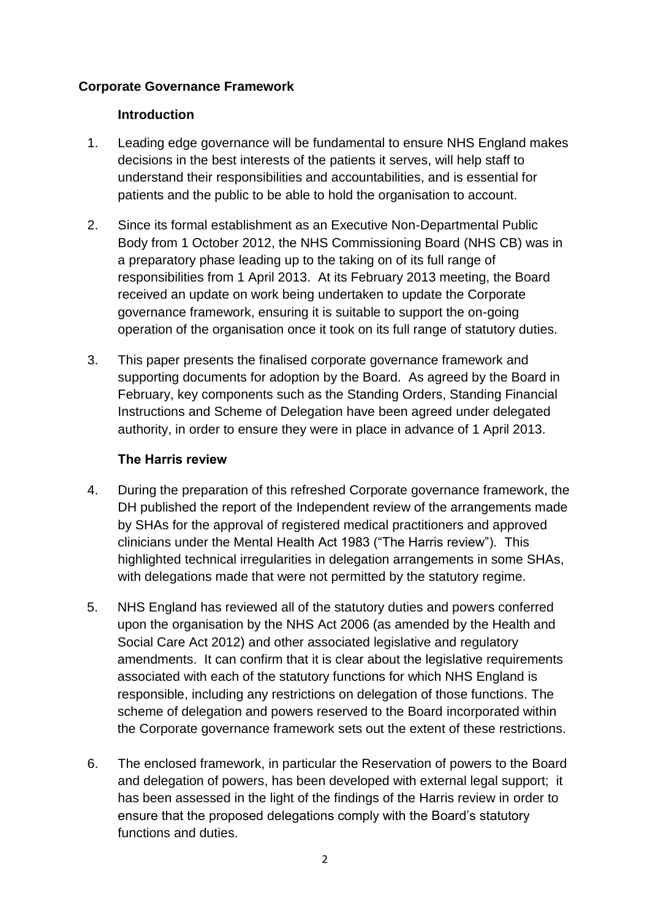## Corporate Governance Framework

### Introduction

1. Leading edge governance will be fundamental to ensure NHS England makes decisions in the best interests of the patients it serves, will help staff to understand their responsibilities and accountabilities, and is essential for patients and the public to be able to hold the organisation to account.

2. Since its formal establishment as an Executive Non-Departmental Public Body from 1 October 2012, the NHS Commissioning Board (NHS CB) was in a preparatory phase leading up to the taking on of its full range of responsibilities from 1 April 2013. At its February 2013 meeting, the Board received an update on work being undertaken to update the Corporate governance framework, ensuring it is suitable to support the on-going operation of the organisation once it took on its full range of statutory duties.

3. This paper presents the finalised corporate governance framework and supporting documents for adoption by the Board. As agreed by the Board in February, key components such as the Standing Orders, Standing Financial Instructions and Scheme of Delegation have been agreed under delegated authority, in order to ensure they were in place in advance of 1 April 2013.

### The Harris review

4. During the preparation of this refreshed Corporate governance framework, the DH published the report of the Independent review of the arrangements made by SHAs for the approval of registered medical practitioners and approved clinicians under the Mental Health Act 1983 ("The Harris review"). This highlighted technical irregularities in delegation arrangements in some SHAs, with delegations made that were not permitted by the statutory regime.

5. NHS England has reviewed all of the statutory duties and powers conferred upon the organisation by the NHS Act 2006 (as amended by the Health and Social Care Act 2012) and other associated legislative and regulatory amendments. It can confirm that it is clear about the legislative requirements associated with each of the statutory functions for which NHS England is responsible, including any restrictions on delegation of those functions. The scheme of delegation and powers reserved to the Board incorporated within the Corporate governance framework sets out the extent of these restrictions.

6. The enclosed framework, in particular the Reservation of powers to the Board and delegation of powers, has been developed with external legal support; it has been assessed in the light of the findings of the Harris review in order to ensure that the proposed delegations comply with the Board's statutory functions and duties.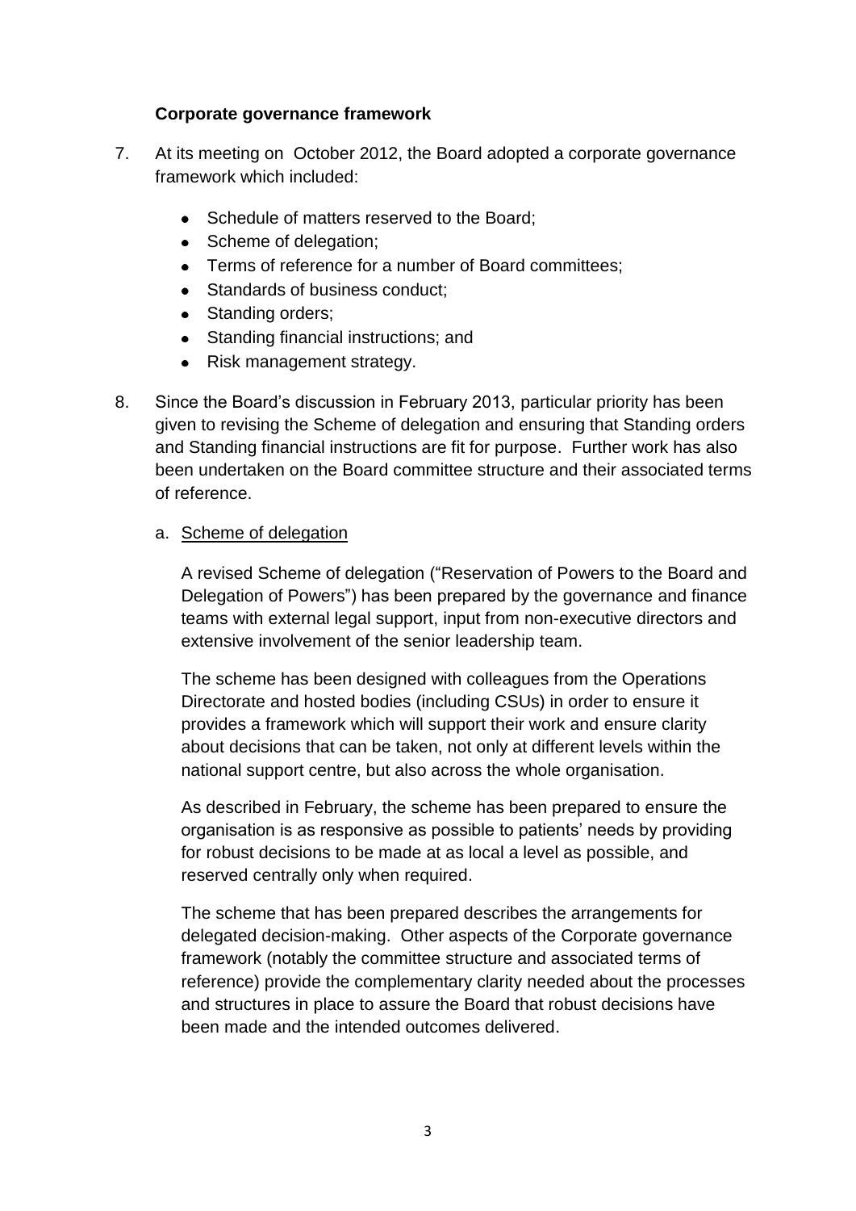**Corporate governance framework**

7. At its meeting on  October 2012, the Board adopted a corporate governance framework which included:

   - Schedule of matters reserved to the Board;
   - Scheme of delegation;
   - Terms of reference for a number of Board committees;
   - Standards of business conduct;
   - Standing orders;
   - Standing financial instructions; and
   - Risk management strategy.

8. Since the Board's discussion in February 2013, particular priority has been given to revising the Scheme of delegation and ensuring that Standing orders and Standing financial instructions are fit for purpose. Further work has also been undertaken on the Board committee structure and their associated terms of reference.

   a. Scheme of delegation

   A revised Scheme of delegation ("Reservation of Powers to the Board and Delegation of Powers") has been prepared by the governance and finance teams with external legal support, input from non-executive directors and extensive involvement of the senior leadership team.

   The scheme has been designed with colleagues from the Operations Directorate and hosted bodies (including CSUs) in order to ensure it provides a framework which will support their work and ensure clarity about decisions that can be taken, not only at different levels within the national support centre, but also across the whole organisation.

   As described in February, the scheme has been prepared to ensure the organisation is as responsive as possible to patients' needs by providing for robust decisions to be made at as local a level as possible, and reserved centrally only when required.

   The scheme that has been prepared describes the arrangements for delegated decision-making. Other aspects of the Corporate governance framework (notably the committee structure and associated terms of reference) provide the complementary clarity needed about the processes and structures in place to assure the Board that robust decisions have been made and the intended outcomes delivered.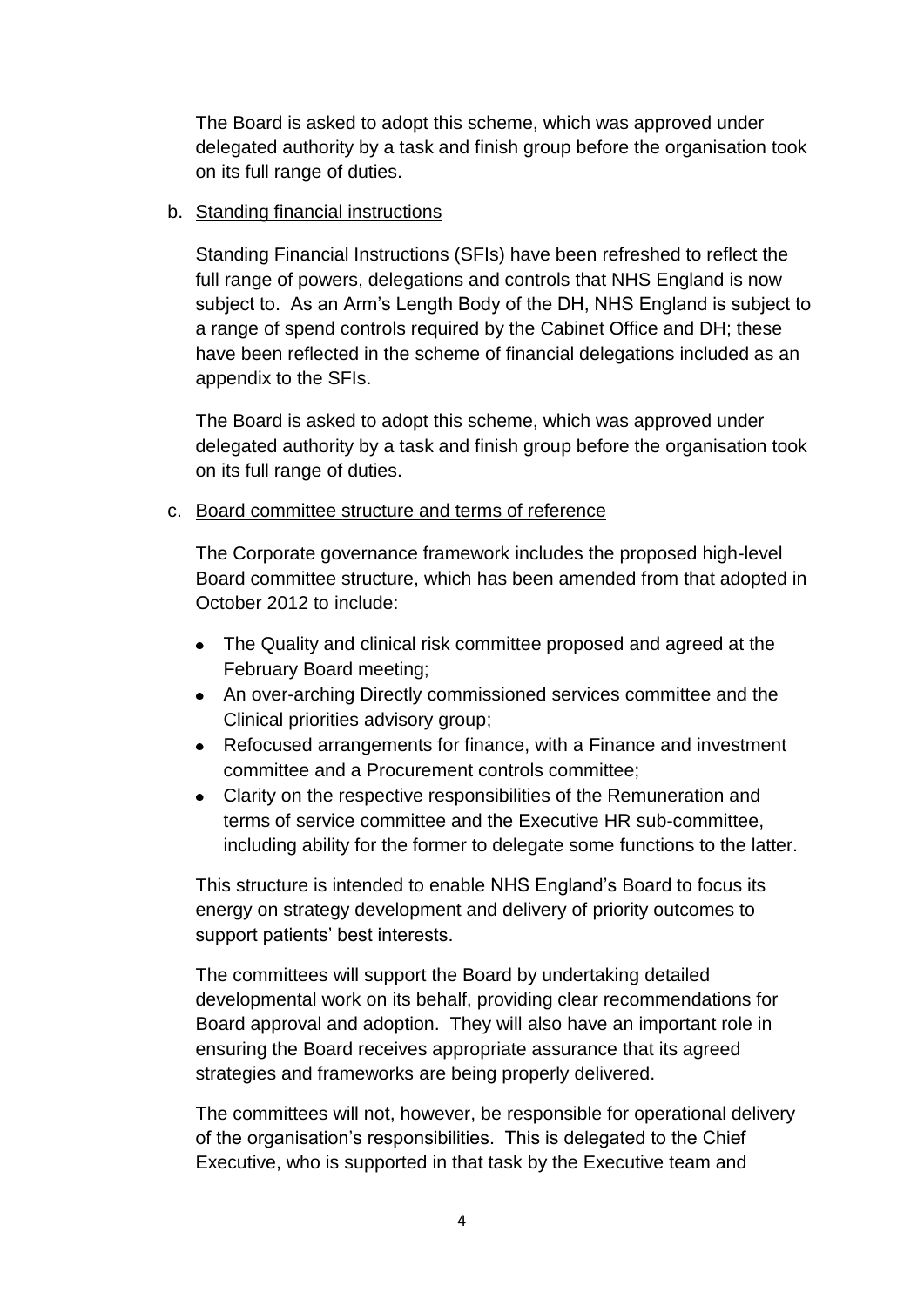The Board is asked to adopt this scheme, which was approved under delegated authority by a task and finish group before the organisation took on its full range of duties.

b. Standing financial instructions

Standing Financial Instructions (SFIs) have been refreshed to reflect the full range of powers, delegations and controls that NHS England is now subject to. As an Arm's Length Body of the DH, NHS England is subject to a range of spend controls required by the Cabinet Office and DH; these have been reflected in the scheme of financial delegations included as an appendix to the SFIs.

The Board is asked to adopt this scheme, which was approved under delegated authority by a task and finish group before the organisation took on its full range of duties.

c. Board committee structure and terms of reference

The Corporate governance framework includes the proposed high-level Board committee structure, which has been amended from that adopted in October 2012 to include:

- The Quality and clinical risk committee proposed and agreed at the February Board meeting;
- An over-arching Directly commissioned services committee and the Clinical priorities advisory group;
- Refocused arrangements for finance, with a Finance and investment committee and a Procurement controls committee;
- Clarity on the respective responsibilities of the Remuneration and terms of service committee and the Executive HR sub-committee, including ability for the former to delegate some functions to the latter.

This structure is intended to enable NHS England's Board to focus its energy on strategy development and delivery of priority outcomes to support patients' best interests.

The committees will support the Board by undertaking detailed developmental work on its behalf, providing clear recommendations for Board approval and adoption. They will also have an important role in ensuring the Board receives appropriate assurance that its agreed strategies and frameworks are being properly delivered.

The committees will not, however, be responsible for operational delivery of the organisation's responsibilities. This is delegated to the Chief Executive, who is supported in that task by the Executive team and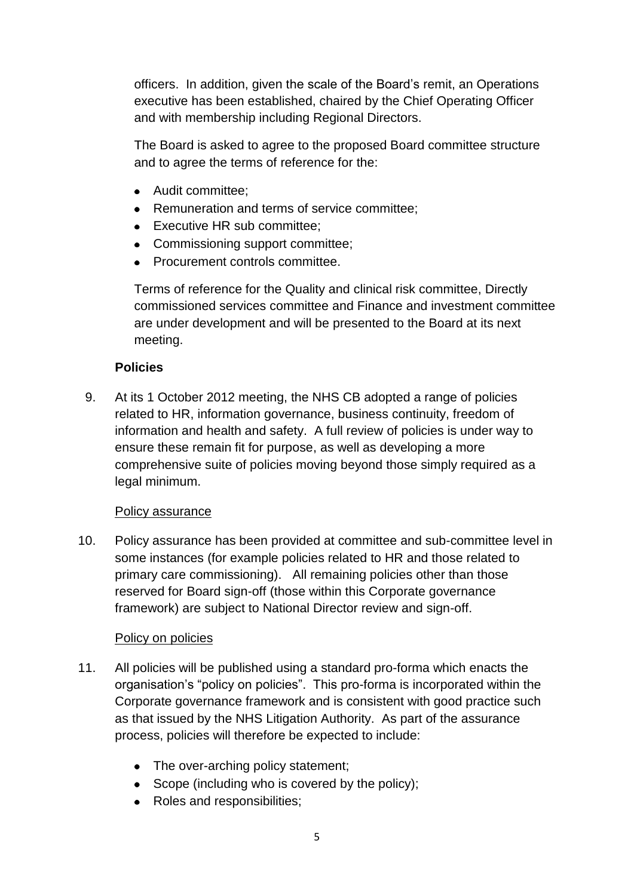officers. In addition, given the scale of the Board's remit, an Operations executive has been established, chaired by the Chief Operating Officer and with membership including Regional Directors.

The Board is asked to agree to the proposed Board committee structure and to agree the terms of reference for the:

- Audit committee;
- Remuneration and terms of service committee;
- Executive HR sub committee;
- Commissioning support committee;
- Procurement controls committee.

Terms of reference for the Quality and clinical risk committee, Directly commissioned services committee and Finance and investment committee are under development and will be presented to the Board at its next meeting.

**Policies**

9. At its 1 October 2012 meeting, the NHS CB adopted a range of policies related to HR, information governance, business continuity, freedom of information and health and safety. A full review of policies is under way to ensure these remain fit for purpose, as well as developing a more comprehensive suite of policies moving beyond those simply required as a legal minimum.

Policy assurance

10. Policy assurance has been provided at committee and sub-committee level in some instances (for example policies related to HR and those related to primary care commissioning). All remaining policies other than those reserved for Board sign-off (those within this Corporate governance framework) are subject to National Director review and sign-off.

Policy on policies

11. All policies will be published using a standard pro-forma which enacts the organisation's "policy on policies". This pro-forma is incorporated within the Corporate governance framework and is consistent with good practice such as that issued by the NHS Litigation Authority. As part of the assurance process, policies will therefore be expected to include:

    - The over-arching policy statement;
    - Scope (including who is covered by the policy);
    - Roles and responsibilities;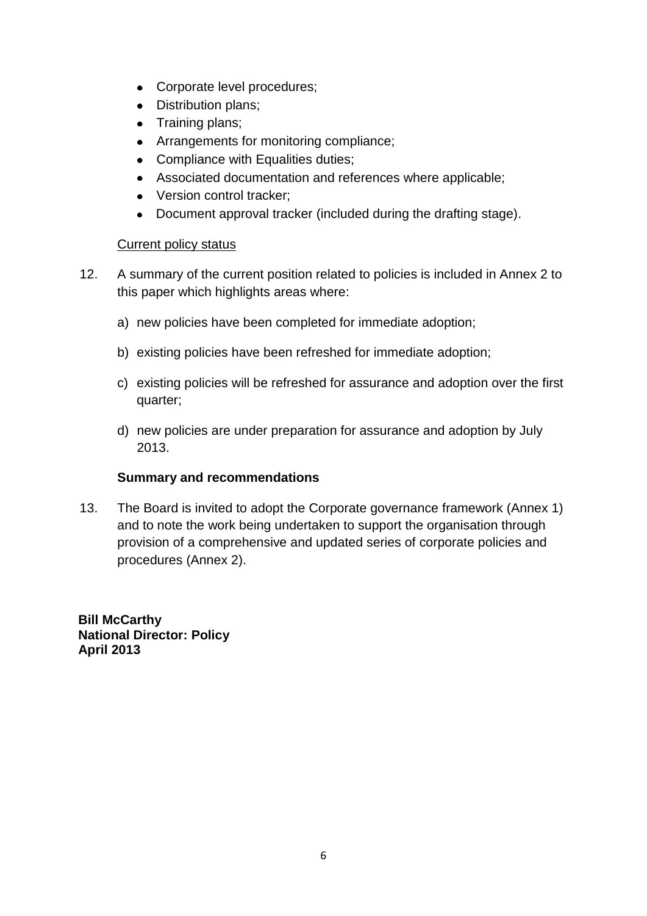- Corporate level procedures;
- Distribution plans;
- Training plans;
- Arrangements for monitoring compliance;
- Compliance with Equalities duties;
- Associated documentation and references where applicable;
- Version control tracker;
- Document approval tracker (included during the drafting stage).

<u>Current policy status</u>

12. A summary of the current position related to policies is included in Annex 2 to this paper which highlights areas where:

    a) new policies have been completed for immediate adoption;

    b) existing policies have been refreshed for immediate adoption;

    c) existing policies will be refreshed for assurance and adoption over the first quarter;

    d) new policies are under preparation for assurance and adoption by July 2013.

**Summary and recommendations**

13. The Board is invited to adopt the Corporate governance framework (Annex 1) and to note the work being undertaken to support the organisation through provision of a comprehensive and updated series of corporate policies and procedures (Annex 2).

**Bill McCarthy**
**National Director: Policy**
**April 2013**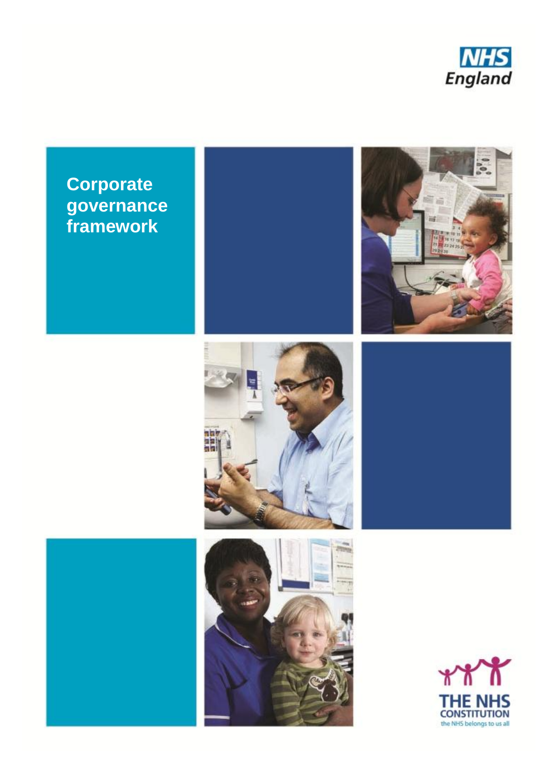NHS England

# Corporate governance framework

THE NHS CONSTITUTION

the NHS belongs to us all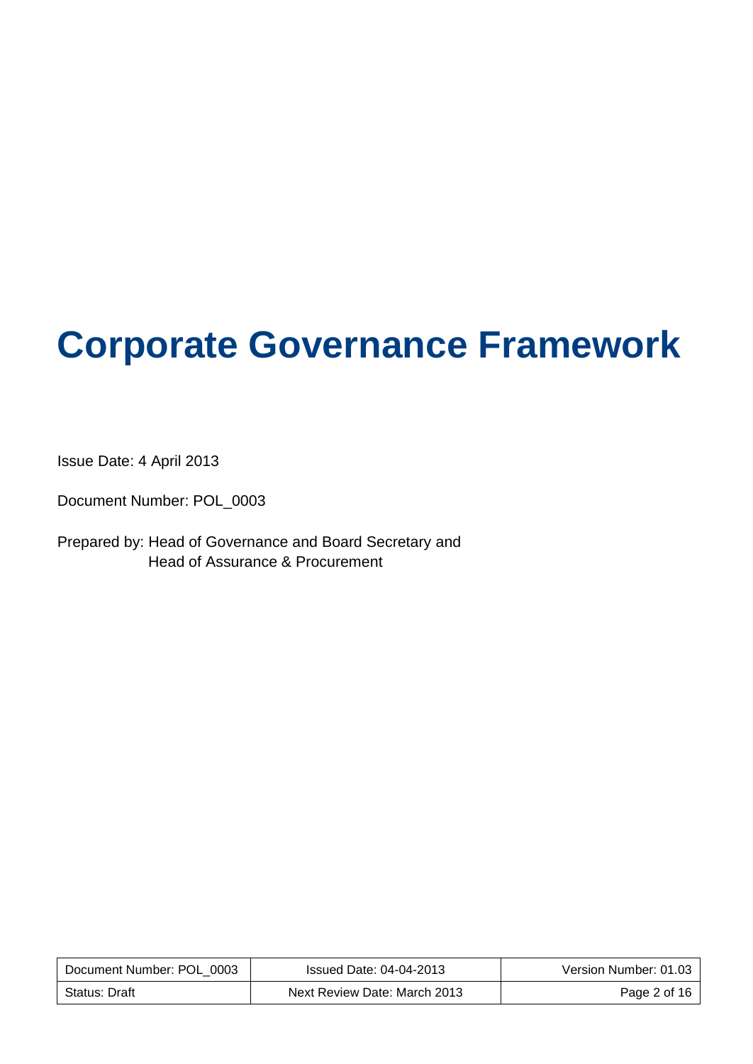# Corporate Governance Framework

Issue Date: 4 April 2013

Document Number: POL_0003

Prepared by: Head of Governance and Board Secretary and
Head of Assurance & Procurement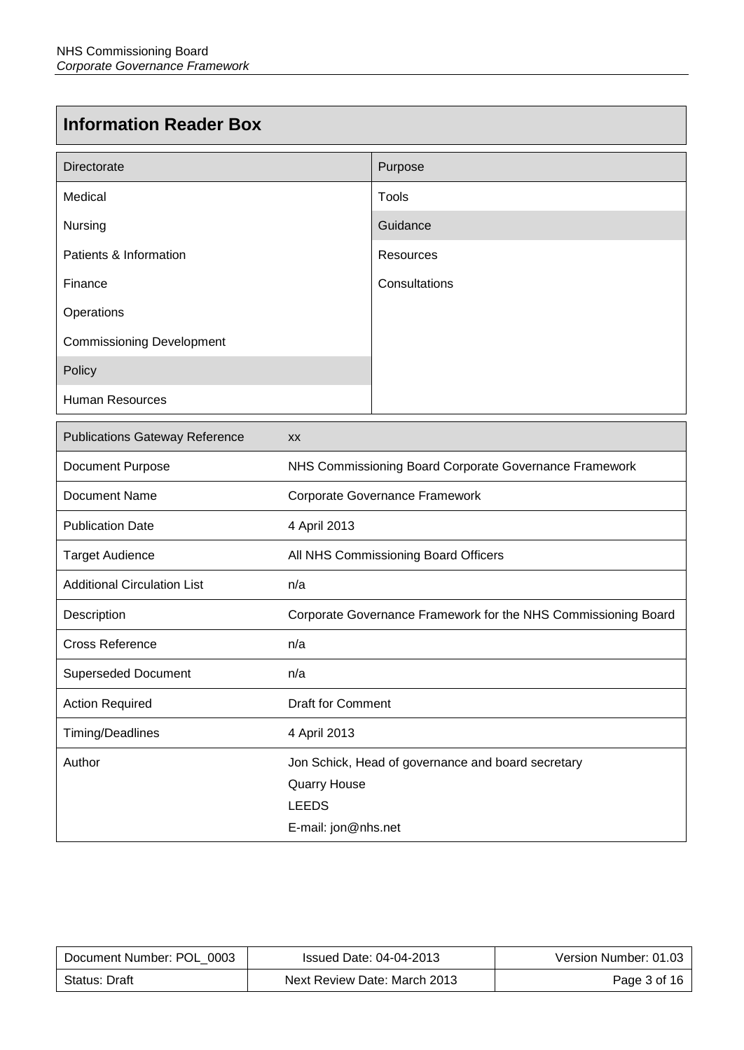# Information Reader Box

| Directorate | Purpose |
|---|---|
| Medical | Tools |
| Nursing | Guidance |
| Patients & Information | Resources |
| Finance | Consultations |
| Operations | |
| Commissioning Development | |
| Policy | |
| Human Resources | |

| Publications Gateway Reference | xx |
|---|---|
| Document Purpose | NHS Commissioning Board Corporate Governance Framework |
| Document Name | Corporate Governance Framework |
| Publication Date | 4 April 2013 |
| Target Audience | All NHS Commissioning Board Officers |
| Additional Circulation List | n/a |
| Description | Corporate Governance Framework for the NHS Commissioning Board |
| Cross Reference | n/a |
| Superseded Document | n/a |
| Action Required | Draft for Comment |
| Timing/Deadlines | 4 April 2013 |
| Author | Jon Schick, Head of governance and board secretary<br>Quarry House<br>LEEDS<br>E-mail: jon@nhs.net |

| Document Number: POL_0003 | Issued Date: 04-04-2013 | Version Number: 01.03 |
|---|---|---|
| Status: Draft | Next Review Date: March 2013 | |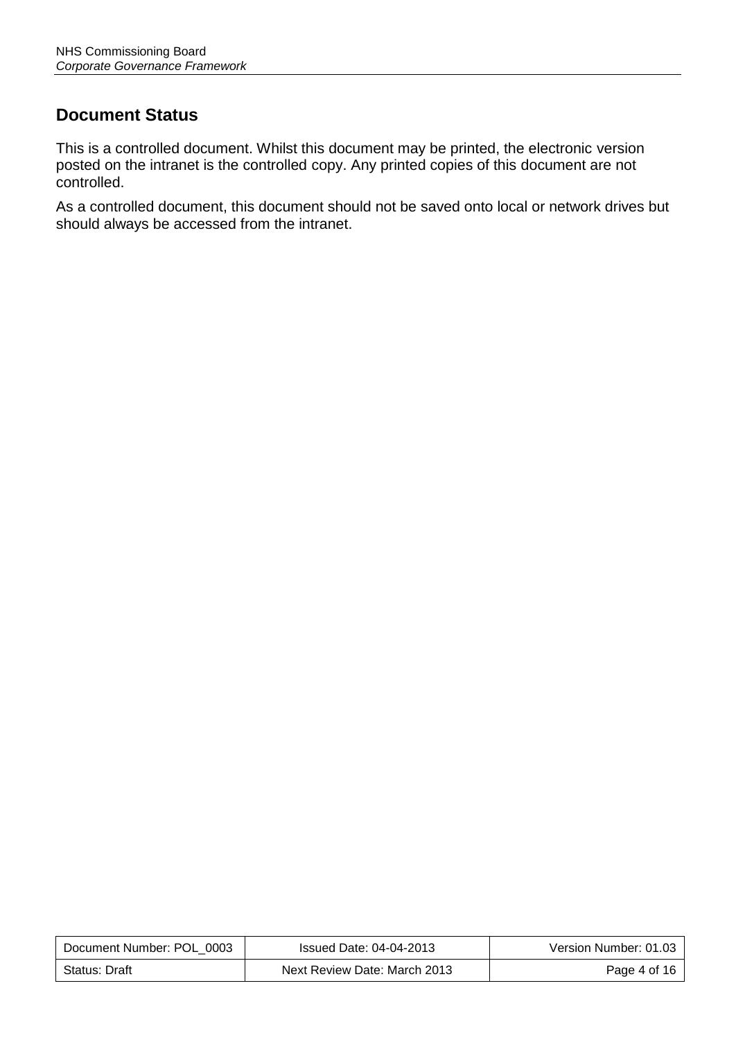## Document Status

This is a controlled document. Whilst this document may be printed, the electronic version posted on the intranet is the controlled copy. Any printed copies of this document are not controlled.

As a controlled document, this document should not be saved onto local or network drives but should always be accessed from the intranet.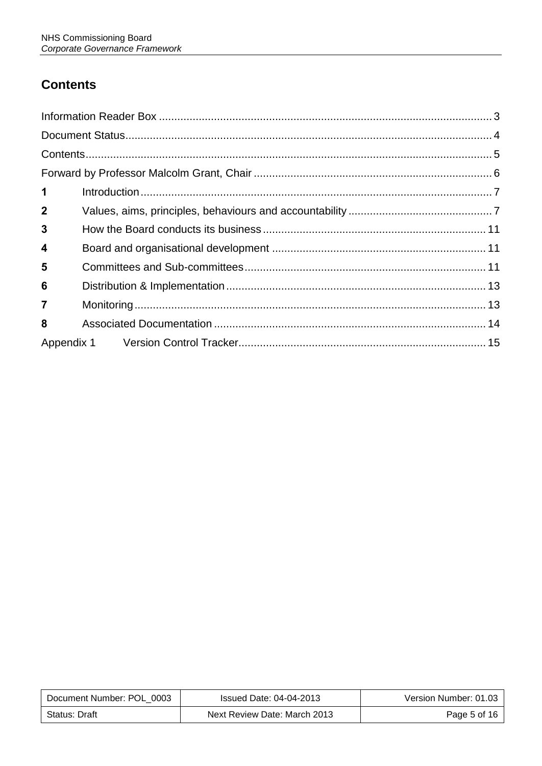## Contents

| | |
|---|---|
| Information Reader Box | 3 |
| Document Status | 4 |
| Contents | 5 |
| Forward by Professor Malcolm Grant, Chair | 6 |
| **1** Introduction | 7 |
| **2** Values, aims, principles, behaviours and accountability | 7 |
| **3** How the Board conducts its business | 11 |
| **4** Board and organisational development | 11 |
| **5** Committees and Sub-committees | 11 |
| **6** Distribution & Implementation | 13 |
| **7** Monitoring | 13 |
| **8** Associated Documentation | 14 |
| Appendix 1 Version Control Tracker | 15 |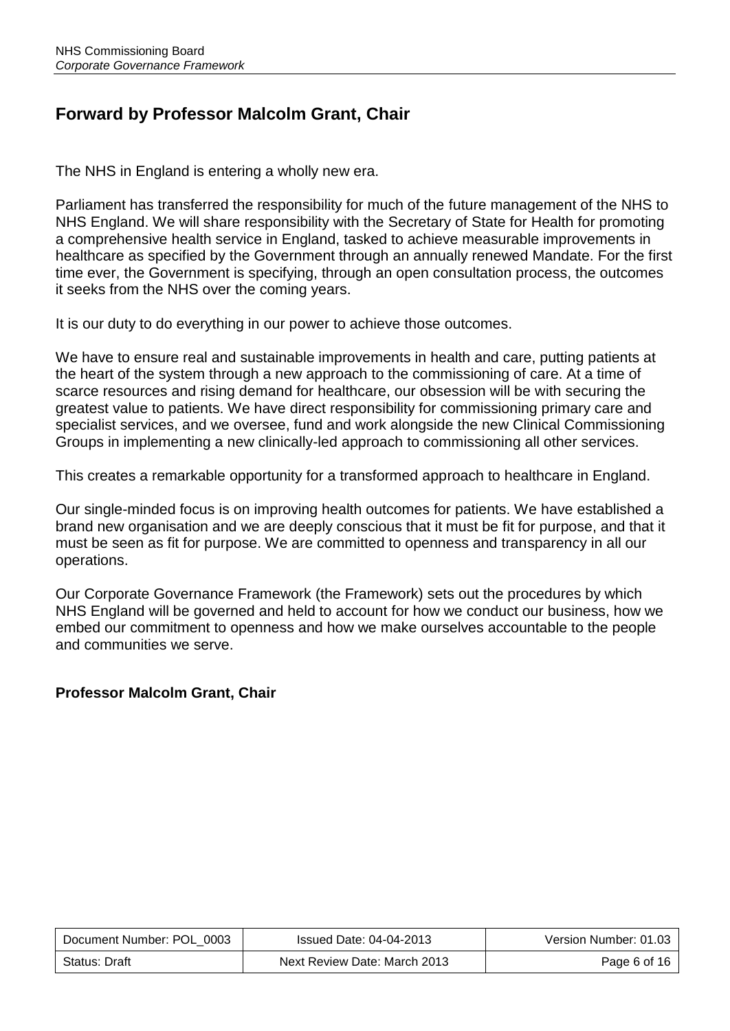## Forward by Professor Malcolm Grant, Chair

The NHS in England is entering a wholly new era.

Parliament has transferred the responsibility for much of the future management of the NHS to NHS England. We will share responsibility with the Secretary of State for Health for promoting a comprehensive health service in England, tasked to achieve measurable improvements in healthcare as specified by the Government through an annually renewed Mandate. For the first time ever, the Government is specifying, through an open consultation process, the outcomes it seeks from the NHS over the coming years.

It is our duty to do everything in our power to achieve those outcomes.

We have to ensure real and sustainable improvements in health and care, putting patients at the heart of the system through a new approach to the commissioning of care. At a time of scarce resources and rising demand for healthcare, our obsession will be with securing the greatest value to patients. We have direct responsibility for commissioning primary care and specialist services, and we oversee, fund and work alongside the new Clinical Commissioning Groups in implementing a new clinically-led approach to commissioning all other services.

This creates a remarkable opportunity for a transformed approach to healthcare in England.

Our single-minded focus is on improving health outcomes for patients. We have established a brand new organisation and we are deeply conscious that it must be fit for purpose, and that it must be seen as fit for purpose. We are committed to openness and transparency in all our operations.

Our Corporate Governance Framework (the Framework) sets out the procedures by which NHS England will be governed and held to account for how we conduct our business, how we embed our commitment to openness and how we make ourselves accountable to the people and communities we serve.

**Professor Malcolm Grant, Chair**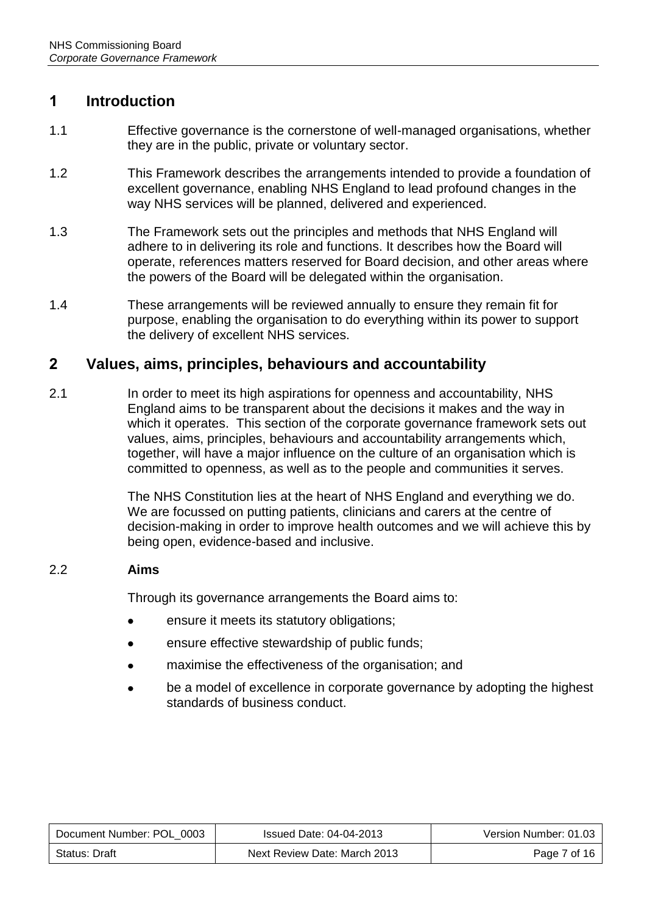## 1 Introduction

1.1 Effective governance is the cornerstone of well-managed organisations, whether they are in the public, private or voluntary sector.

1.2 This Framework describes the arrangements intended to provide a foundation of excellent governance, enabling NHS England to lead profound changes in the way NHS services will be planned, delivered and experienced.

1.3 The Framework sets out the principles and methods that NHS England will adhere to in delivering its role and functions. It describes how the Board will operate, references matters reserved for Board decision, and other areas where the powers of the Board will be delegated within the organisation.

1.4 These arrangements will be reviewed annually to ensure they remain fit for purpose, enabling the organisation to do everything within its power to support the delivery of excellent NHS services.

## 2 Values, aims, principles, behaviours and accountability

2.1 In order to meet its high aspirations for openness and accountability, NHS England aims to be transparent about the decisions it makes and the way in which it operates. This section of the corporate governance framework sets out values, aims, principles, behaviours and accountability arrangements which, together, will have a major influence on the culture of an organisation which is committed to openness, as well as to the people and communities it serves.

The NHS Constitution lies at the heart of NHS England and everything we do. We are focussed on putting patients, clinicians and carers at the centre of decision-making in order to improve health outcomes and we will achieve this by being open, evidence-based and inclusive.

2.2 **Aims**

Through its governance arrangements the Board aims to:

- ensure it meets its statutory obligations;
- ensure effective stewardship of public funds;
- maximise the effectiveness of the organisation; and
- be a model of excellence in corporate governance by adopting the highest standards of business conduct.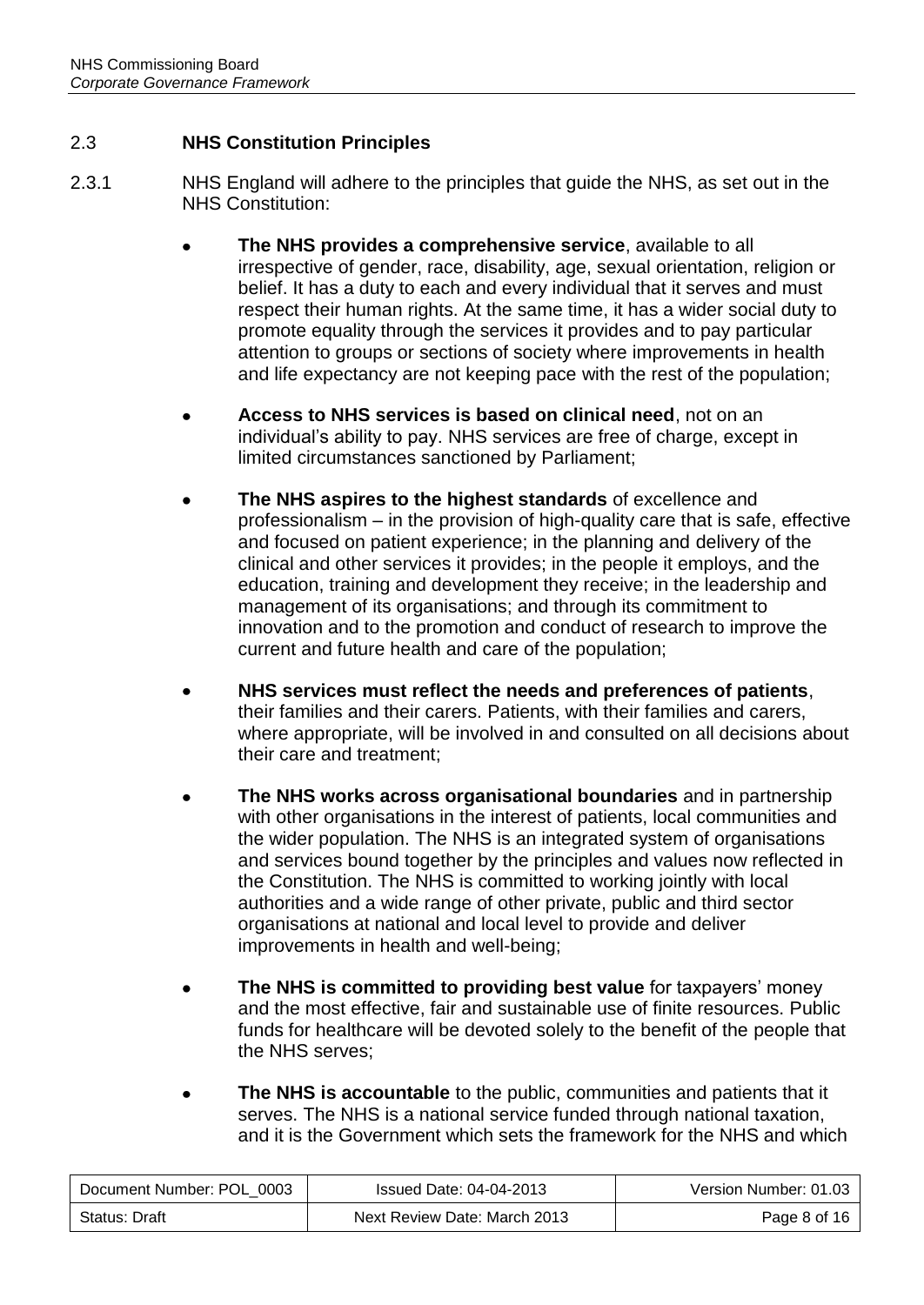## 2.3 NHS Constitution Principles

2.3.1 NHS England will adhere to the principles that guide the NHS, as set out in the NHS Constitution:

- **The NHS provides a comprehensive service**, available to all irrespective of gender, race, disability, age, sexual orientation, religion or belief. It has a duty to each and every individual that it serves and must respect their human rights. At the same time, it has a wider social duty to promote equality through the services it provides and to pay particular attention to groups or sections of society where improvements in health and life expectancy are not keeping pace with the rest of the population;

- **Access to NHS services is based on clinical need**, not on an individual's ability to pay. NHS services are free of charge, except in limited circumstances sanctioned by Parliament;

- **The NHS aspires to the highest standards** of excellence and professionalism – in the provision of high-quality care that is safe, effective and focused on patient experience; in the planning and delivery of the clinical and other services it provides; in the people it employs, and the education, training and development they receive; in the leadership and management of its organisations; and through its commitment to innovation and to the promotion and conduct of research to improve the current and future health and care of the population;

- **NHS services must reflect the needs and preferences of patients**, their families and their carers. Patients, with their families and carers, where appropriate, will be involved in and consulted on all decisions about their care and treatment;

- **The NHS works across organisational boundaries** and in partnership with other organisations in the interest of patients, local communities and the wider population. The NHS is an integrated system of organisations and services bound together by the principles and values now reflected in the Constitution. The NHS is committed to working jointly with local authorities and a wide range of other private, public and third sector organisations at national and local level to provide and deliver improvements in health and well-being;

- **The NHS is committed to providing best value** for taxpayers' money and the most effective, fair and sustainable use of finite resources. Public funds for healthcare will be devoted solely to the benefit of the people that the NHS serves;

- **The NHS is accountable** to the public, communities and patients that it serves. The NHS is a national service funded through national taxation, and it is the Government which sets the framework for the NHS and which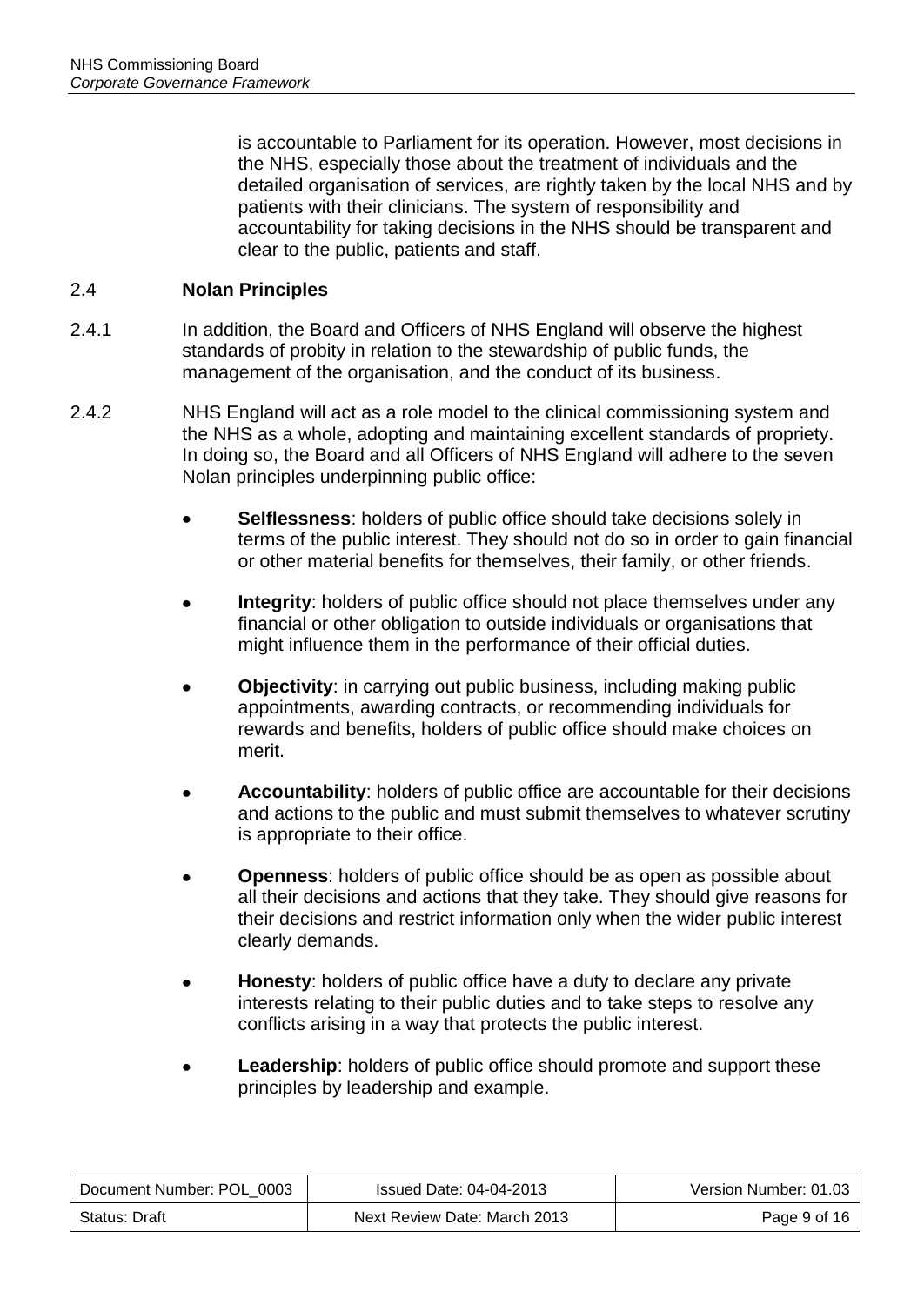is accountable to Parliament for its operation. However, most decisions in the NHS, especially those about the treatment of individuals and the detailed organisation of services, are rightly taken by the local NHS and by patients with their clinicians. The system of responsibility and accountability for taking decisions in the NHS should be transparent and clear to the public, patients and staff.

## 2.4 Nolan Principles

2.4.1 In addition, the Board and Officers of NHS England will observe the highest standards of probity in relation to the stewardship of public funds, the management of the organisation, and the conduct of its business.

2.4.2 NHS England will act as a role model to the clinical commissioning system and the NHS as a whole, adopting and maintaining excellent standards of propriety. In doing so, the Board and all Officers of NHS England will adhere to the seven Nolan principles underpinning public office:

- **Selflessness**: holders of public office should take decisions solely in terms of the public interest. They should not do so in order to gain financial or other material benefits for themselves, their family, or other friends.
- **Integrity**: holders of public office should not place themselves under any financial or other obligation to outside individuals or organisations that might influence them in the performance of their official duties.
- **Objectivity**: in carrying out public business, including making public appointments, awarding contracts, or recommending individuals for rewards and benefits, holders of public office should make choices on merit.
- **Accountability**: holders of public office are accountable for their decisions and actions to the public and must submit themselves to whatever scrutiny is appropriate to their office.
- **Openness**: holders of public office should be as open as possible about all their decisions and actions that they take. They should give reasons for their decisions and restrict information only when the wider public interest clearly demands.
- **Honesty**: holders of public office have a duty to declare any private interests relating to their public duties and to take steps to resolve any conflicts arising in a way that protects the public interest.
- **Leadership**: holders of public office should promote and support these principles by leadership and example.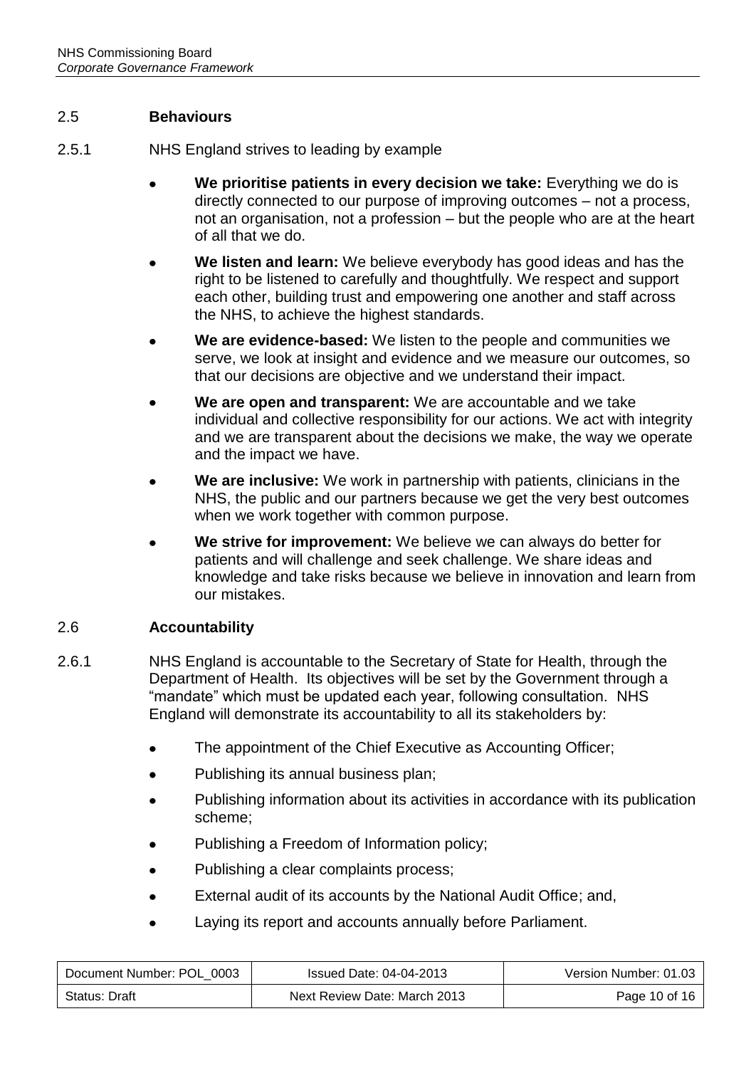## 2.5 Behaviours

2.5.1 NHS England strives to leading by example

- **We prioritise patients in every decision we take:** Everything we do is directly connected to our purpose of improving outcomes – not a process, not an organisation, not a profession – but the people who are at the heart of all that we do.
- **We listen and learn:** We believe everybody has good ideas and has the right to be listened to carefully and thoughtfully. We respect and support each other, building trust and empowering one another and staff across the NHS, to achieve the highest standards.
- **We are evidence-based:** We listen to the people and communities we serve, we look at insight and evidence and we measure our outcomes, so that our decisions are objective and we understand their impact.
- **We are open and transparent:** We are accountable and we take individual and collective responsibility for our actions. We act with integrity and we are transparent about the decisions we make, the way we operate and the impact we have.
- **We are inclusive:** We work in partnership with patients, clinicians in the NHS, the public and our partners because we get the very best outcomes when we work together with common purpose.
- **We strive for improvement:** We believe we can always do better for patients and will challenge and seek challenge. We share ideas and knowledge and take risks because we believe in innovation and learn from our mistakes.

## 2.6 Accountability

2.6.1 NHS England is accountable to the Secretary of State for Health, through the Department of Health. Its objectives will be set by the Government through a "mandate" which must be updated each year, following consultation. NHS England will demonstrate its accountability to all its stakeholders by:

- The appointment of the Chief Executive as Accounting Officer;
- Publishing its annual business plan;
- Publishing information about its activities in accordance with its publication scheme;
- Publishing a Freedom of Information policy;
- Publishing a clear complaints process;
- External audit of its accounts by the National Audit Office; and,
- Laying its report and accounts annually before Parliament.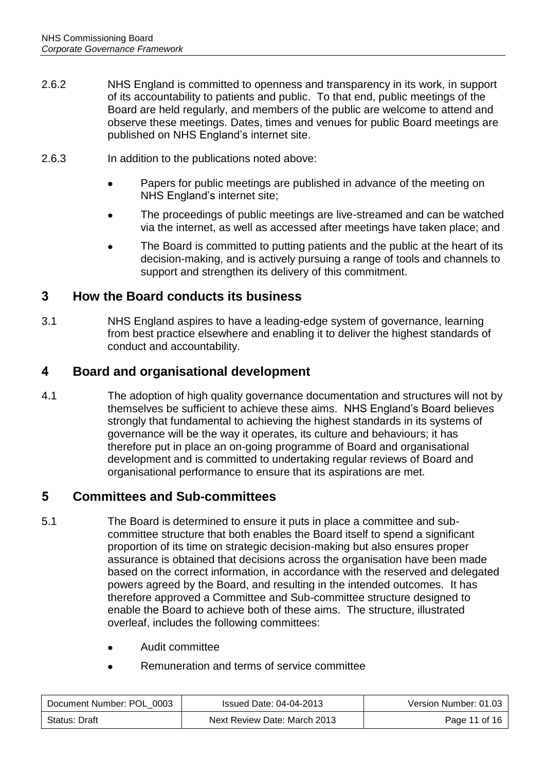2.6.2 NHS England is committed to openness and transparency in its work, in support of its accountability to patients and public. To that end, public meetings of the Board are held regularly, and members of the public are welcome to attend and observe these meetings. Dates, times and venues for public Board meetings are published on NHS England's internet site.

2.6.3 In addition to the publications noted above:

- Papers for public meetings are published in advance of the meeting on NHS England's internet site;
- The proceedings of public meetings are live-streamed and can be watched via the internet, as well as accessed after meetings have taken place; and
- The Board is committed to putting patients and the public at the heart of its decision-making, and is actively pursuing a range of tools and channels to support and strengthen its delivery of this commitment.

## 3 How the Board conducts its business

3.1 NHS England aspires to have a leading-edge system of governance, learning from best practice elsewhere and enabling it to deliver the highest standards of conduct and accountability.

## 4 Board and organisational development

4.1 The adoption of high quality governance documentation and structures will not by themselves be sufficient to achieve these aims. NHS England's Board believes strongly that fundamental to achieving the highest standards in its systems of governance will be the way it operates, its culture and behaviours; it has therefore put in place an on-going programme of Board and organisational development and is committed to undertaking regular reviews of Board and organisational performance to ensure that its aspirations are met.

## 5 Committees and Sub-committees

5.1 The Board is determined to ensure it puts in place a committee and sub-committee structure that both enables the Board itself to spend a significant proportion of its time on strategic decision-making but also ensures proper assurance is obtained that decisions across the organisation have been made based on the correct information, in accordance with the reserved and delegated powers agreed by the Board, and resulting in the intended outcomes. It has therefore approved a Committee and Sub-committee structure designed to enable the Board to achieve both of these aims. The structure, illustrated overleaf, includes the following committees:

- Audit committee
- Remuneration and terms of service committee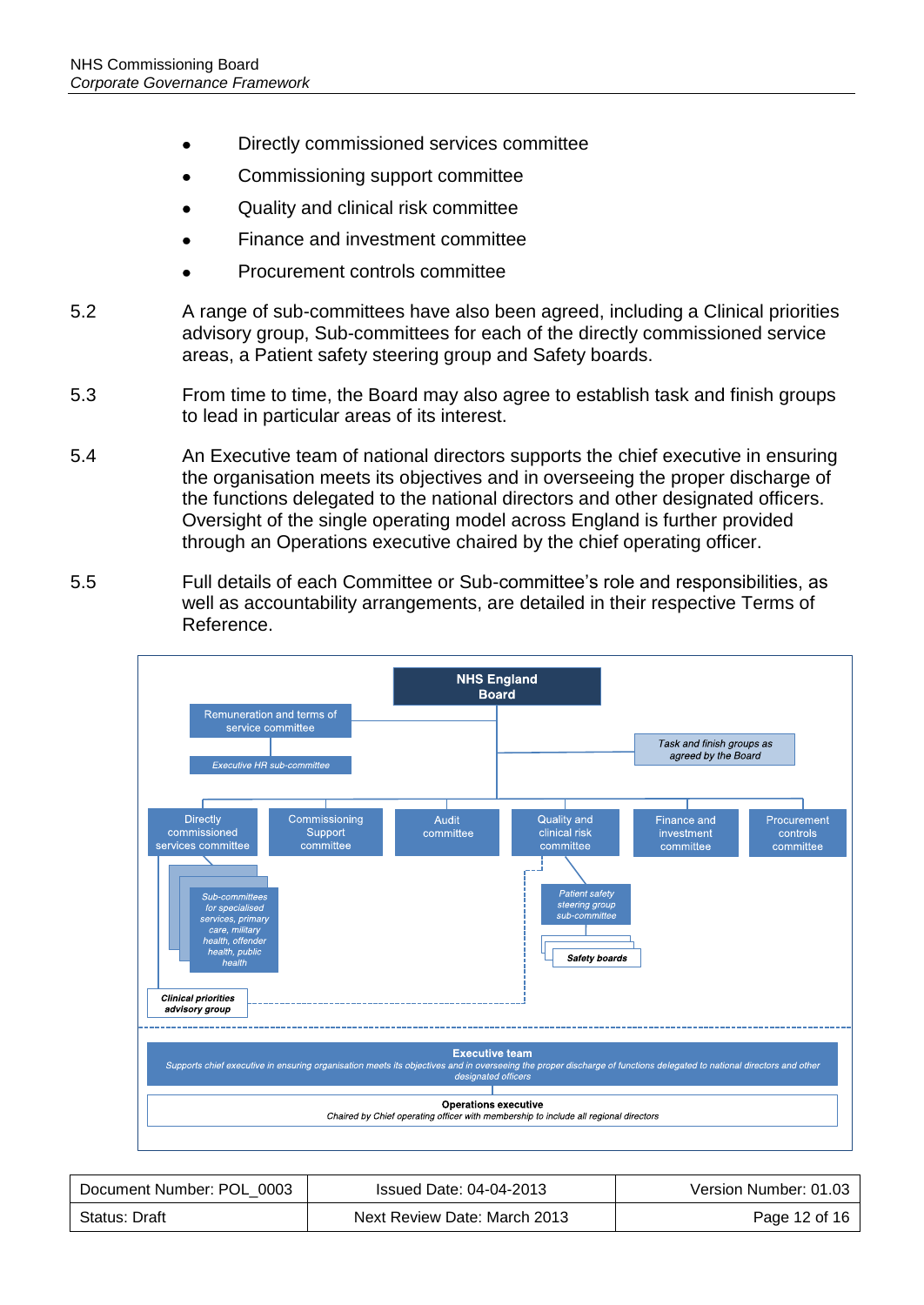- Directly commissioned services committee
- Commissioning support committee
- Quality and clinical risk committee
- Finance and investment committee
- Procurement controls committee

5.2 A range of sub-committees have also been agreed, including a Clinical priorities advisory group, Sub-committees for each of the directly commissioned service areas, a Patient safety steering group and Safety boards.

5.3 From time to time, the Board may also agree to establish task and finish groups to lead in particular areas of its interest.

5.4 An Executive team of national directors supports the chief executive in ensuring the organisation meets its objectives and in overseeing the proper discharge of the functions delegated to the national directors and other designated officers. Oversight of the single operating model across England is further provided through an Operations executive chaired by the chief operating officer.

5.5 Full details of each Committee or Sub-committee's role and responsibilities, as well as accountability arrangements, are detailed in their respective Terms of Reference.

**NHS England Board**

- Remuneration and terms of service committee
  - *Executive HR sub-committee*
- *Task and finish groups as agreed by the Board*
- Directly commissioned services committee
  - *Sub-committees for specialised services, primary care, military health, offender health, public health*
  - ***Clinical priorities advisory group***
- Commissioning Support committee
- Audit committee
- Quality and clinical risk committee
  - *Patient safety steering group sub-committee*
    - ***Safety boards***
- Finance and investment committee
- Procurement controls committee

**Executive team**
*Supports chief executive in ensuring organisation meets its objectives and in overseeing the proper discharge of functions delegated to national directors and other designated officers*

**Operations executive**
*Chaired by Chief operating officer with membership to include all regional directors*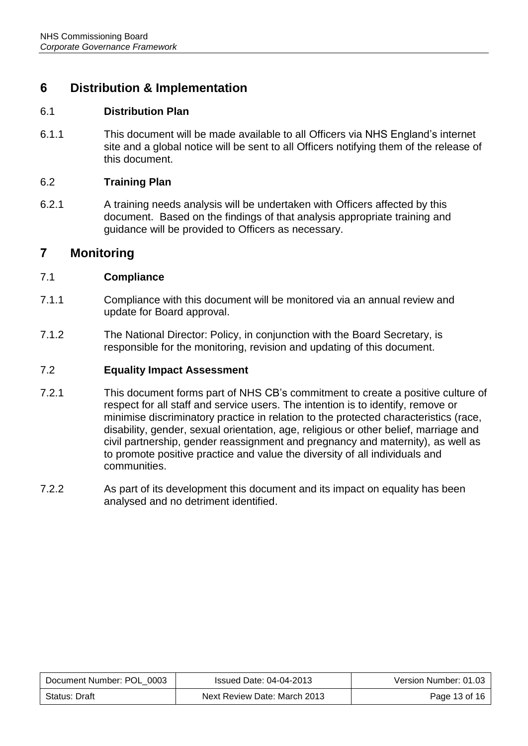# 6 Distribution & Implementation

## 6.1 Distribution Plan

6.1.1 This document will be made available to all Officers via NHS England's internet site and a global notice will be sent to all Officers notifying them of the release of this document.

## 6.2 Training Plan

6.2.1 A training needs analysis will be undertaken with Officers affected by this document. Based on the findings of that analysis appropriate training and guidance will be provided to Officers as necessary.

# 7 Monitoring

## 7.1 Compliance

7.1.1 Compliance with this document will be monitored via an annual review and update for Board approval.

7.1.2 The National Director: Policy, in conjunction with the Board Secretary, is responsible for the monitoring, revision and updating of this document.

## 7.2 Equality Impact Assessment

7.2.1 This document forms part of NHS CB's commitment to create a positive culture of respect for all staff and service users. The intention is to identify, remove or minimise discriminatory practice in relation to the protected characteristics (race, disability, gender, sexual orientation, age, religious or other belief, marriage and civil partnership, gender reassignment and pregnancy and maternity), as well as to promote positive practice and value the diversity of all individuals and communities.

7.2.2 As part of its development this document and its impact on equality has been analysed and no detriment identified.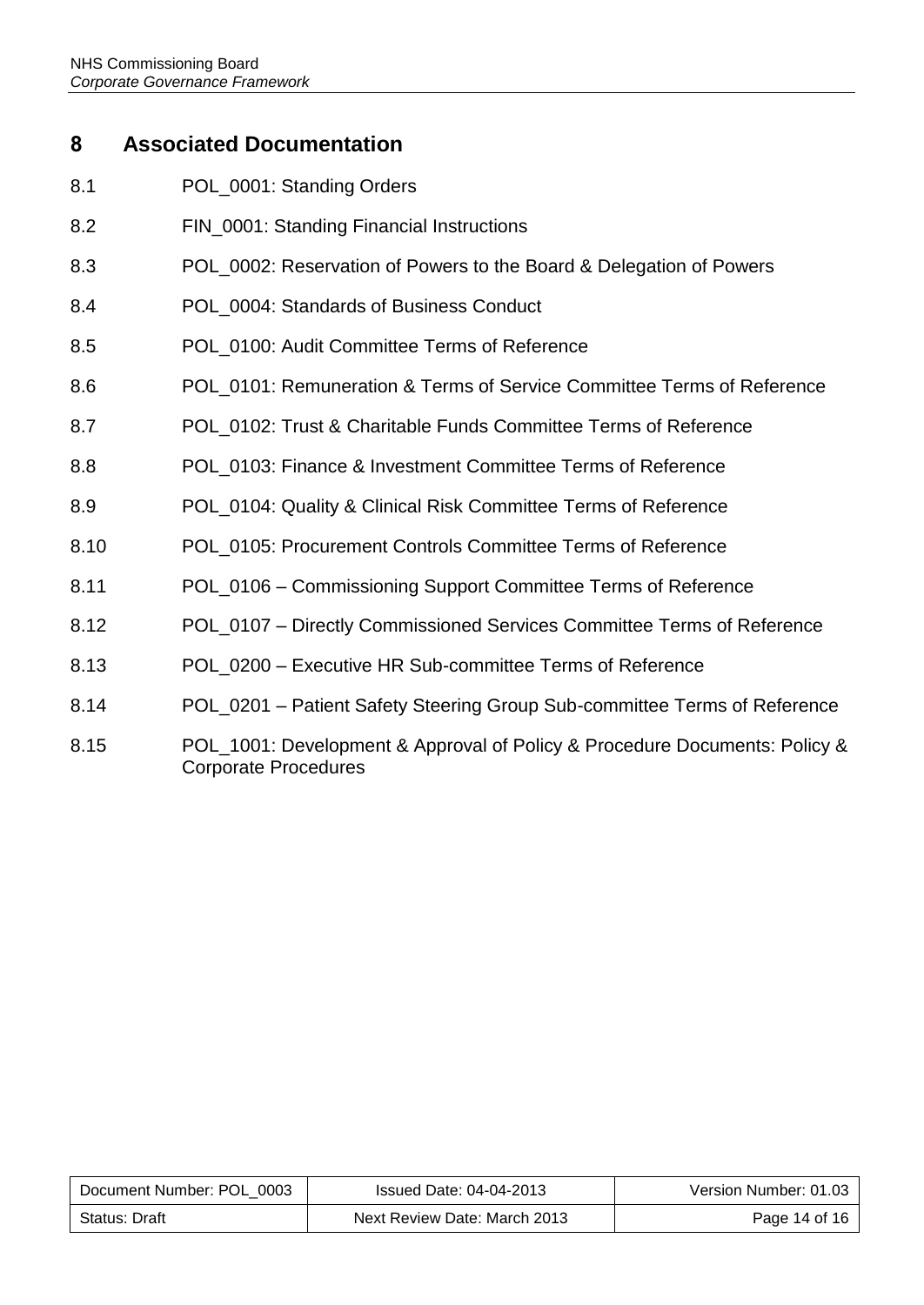## 8 Associated Documentation

8.1 POL_0001: Standing Orders

8.2 FIN_0001: Standing Financial Instructions

8.3 POL_0002: Reservation of Powers to the Board & Delegation of Powers

8.4 POL_0004: Standards of Business Conduct

8.5 POL_0100: Audit Committee Terms of Reference

8.6 POL_0101: Remuneration & Terms of Service Committee Terms of Reference

8.7 POL_0102: Trust & Charitable Funds Committee Terms of Reference

8.8 POL_0103: Finance & Investment Committee Terms of Reference

8.9 POL_0104: Quality & Clinical Risk Committee Terms of Reference

8.10 POL_0105: Procurement Controls Committee Terms of Reference

8.11 POL_0106 – Commissioning Support Committee Terms of Reference

8.12 POL_0107 – Directly Commissioned Services Committee Terms of Reference

8.13 POL_0200 – Executive HR Sub-committee Terms of Reference

8.14 POL_0201 – Patient Safety Steering Group Sub-committee Terms of Reference

8.15 POL_1001: Development & Approval of Policy & Procedure Documents: Policy & Corporate Procedures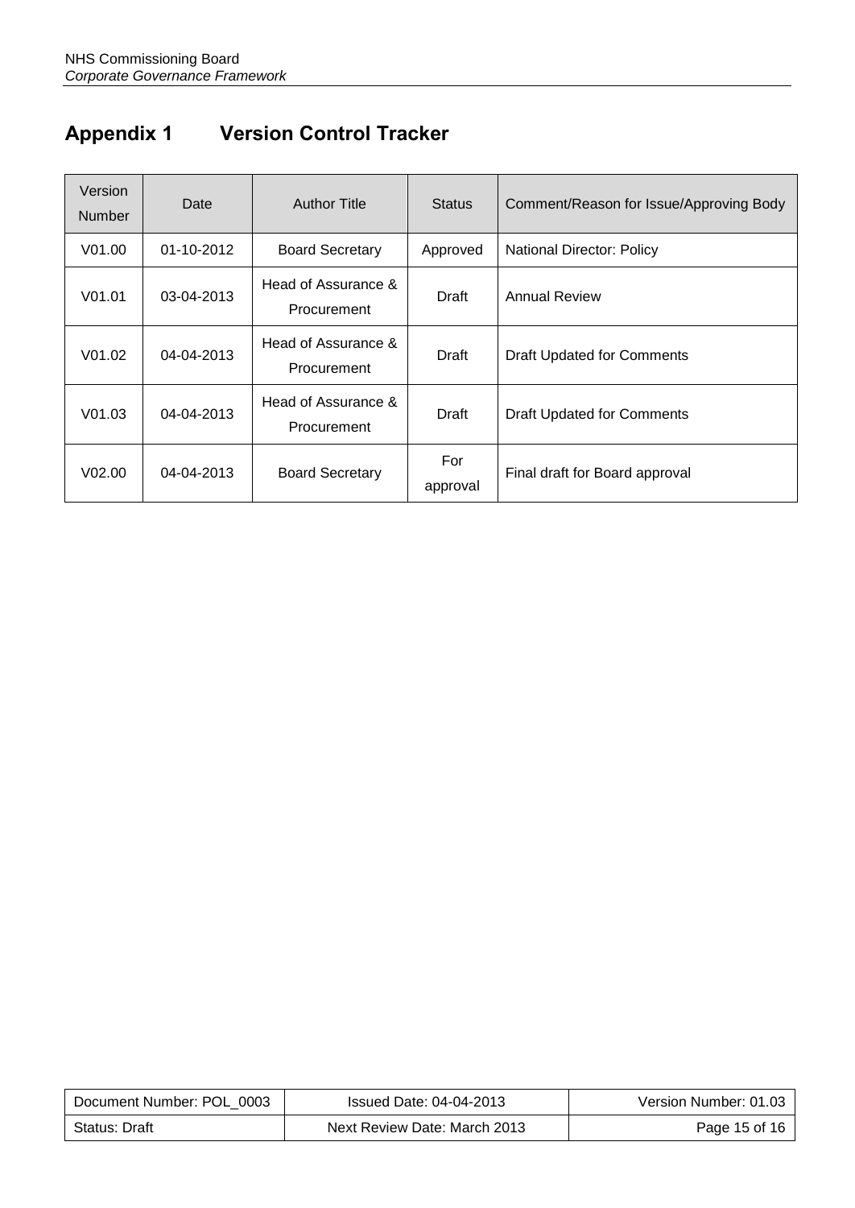## Appendix 1 Version Control Tracker

| Version Number | Date | Author Title | Status | Comment/Reason for Issue/Approving Body |
|---|---|---|---|---|
| V01.00 | 01-10-2012 | Board Secretary | Approved | National Director: Policy |
| V01.01 | 03-04-2013 | Head of Assurance & Procurement | Draft | Annual Review |
| V01.02 | 04-04-2013 | Head of Assurance & Procurement | Draft | Draft Updated for Comments |
| V01.03 | 04-04-2013 | Head of Assurance & Procurement | Draft | Draft Updated for Comments |
| V02.00 | 04-04-2013 | Board Secretary | For approval | Final draft for Board approval |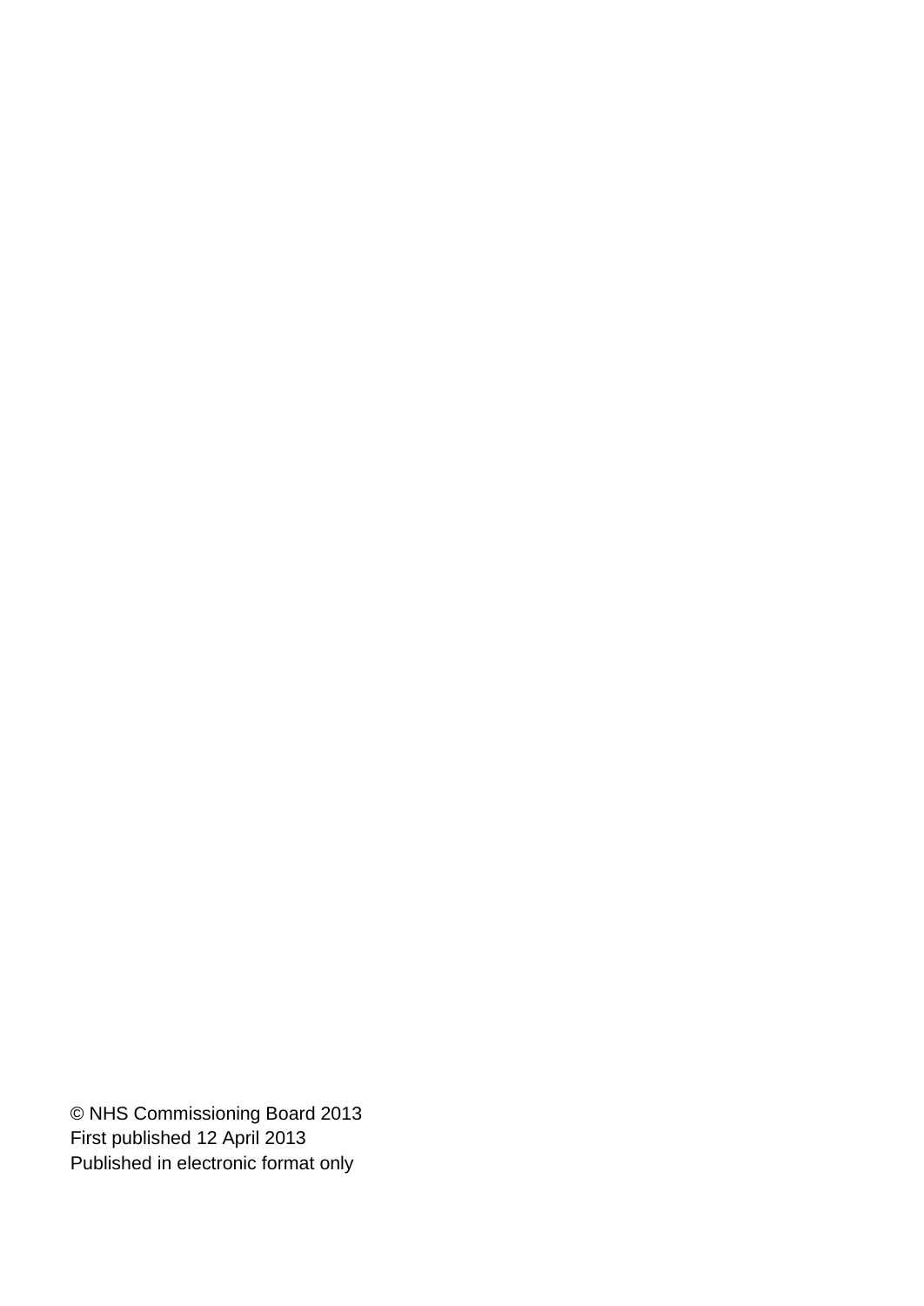© NHS Commissioning Board 2013
First published 12 April 2013
Published in electronic format only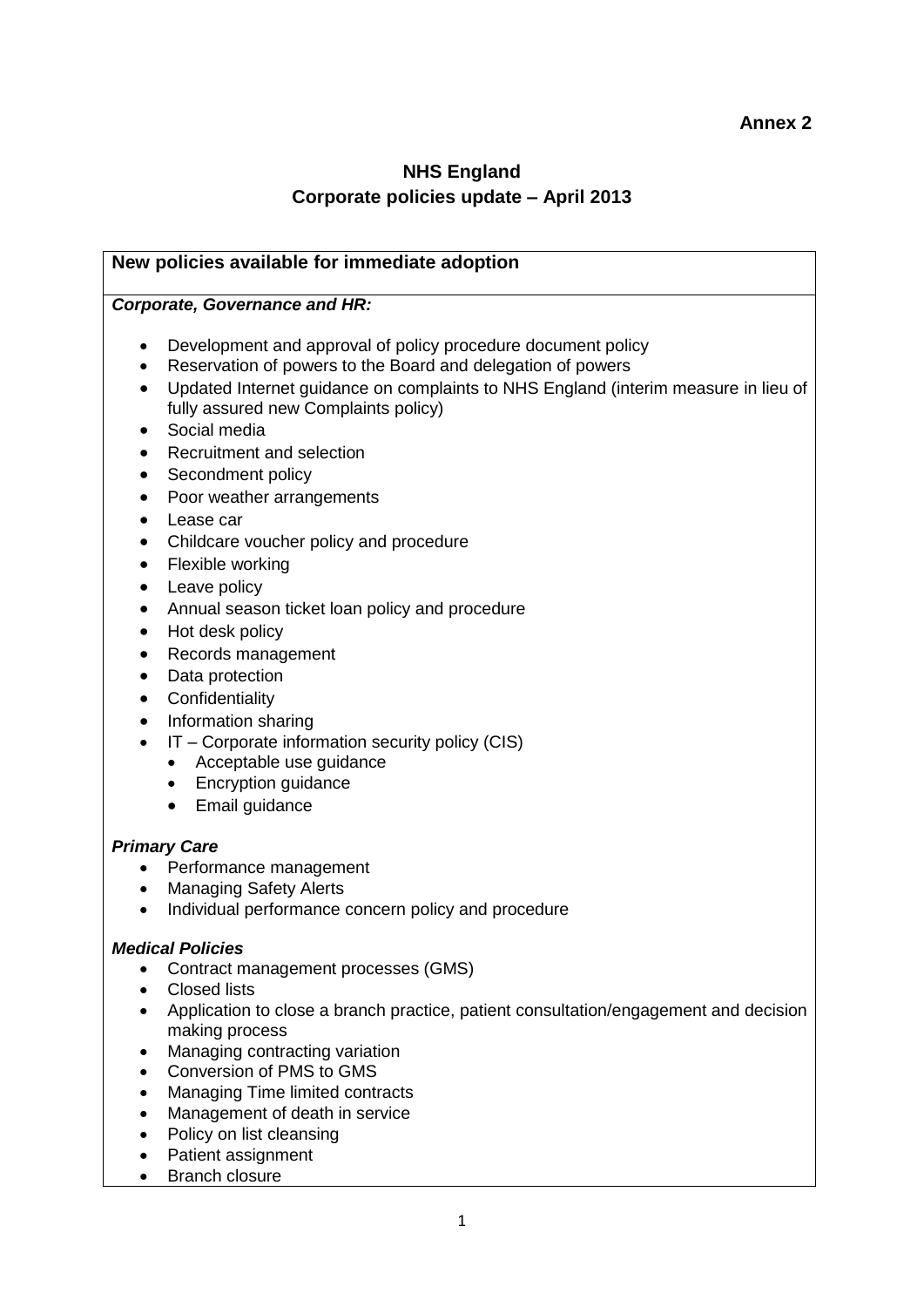**Annex 2**

# NHS England
## Corporate policies update – April 2013

**New policies available for immediate adoption**

***Corporate, Governance and HR:***

- Development and approval of policy procedure document policy
- Reservation of powers to the Board and delegation of powers
- Updated Internet guidance on complaints to NHS England (interim measure in lieu of fully assured new Complaints policy)
- Social media
- Recruitment and selection
- Secondment policy
- Poor weather arrangements
- Lease car
- Childcare voucher policy and procedure
- Flexible working
- Leave policy
- Annual season ticket loan policy and procedure
- Hot desk policy
- Records management
- Data protection
- Confidentiality
- Information sharing
- IT – Corporate information security policy (CIS)
  - Acceptable use guidance
  - Encryption guidance
  - Email guidance

***Primary Care***

- Performance management
- Managing Safety Alerts
- Individual performance concern policy and procedure

***Medical Policies***

- Contract management processes (GMS)
- Closed lists
- Application to close a branch practice, patient consultation/engagement and decision making process
- Managing contracting variation
- Conversion of PMS to GMS
- Managing Time limited contracts
- Management of death in service
- Policy on list cleansing
- Patient assignment
- Branch closure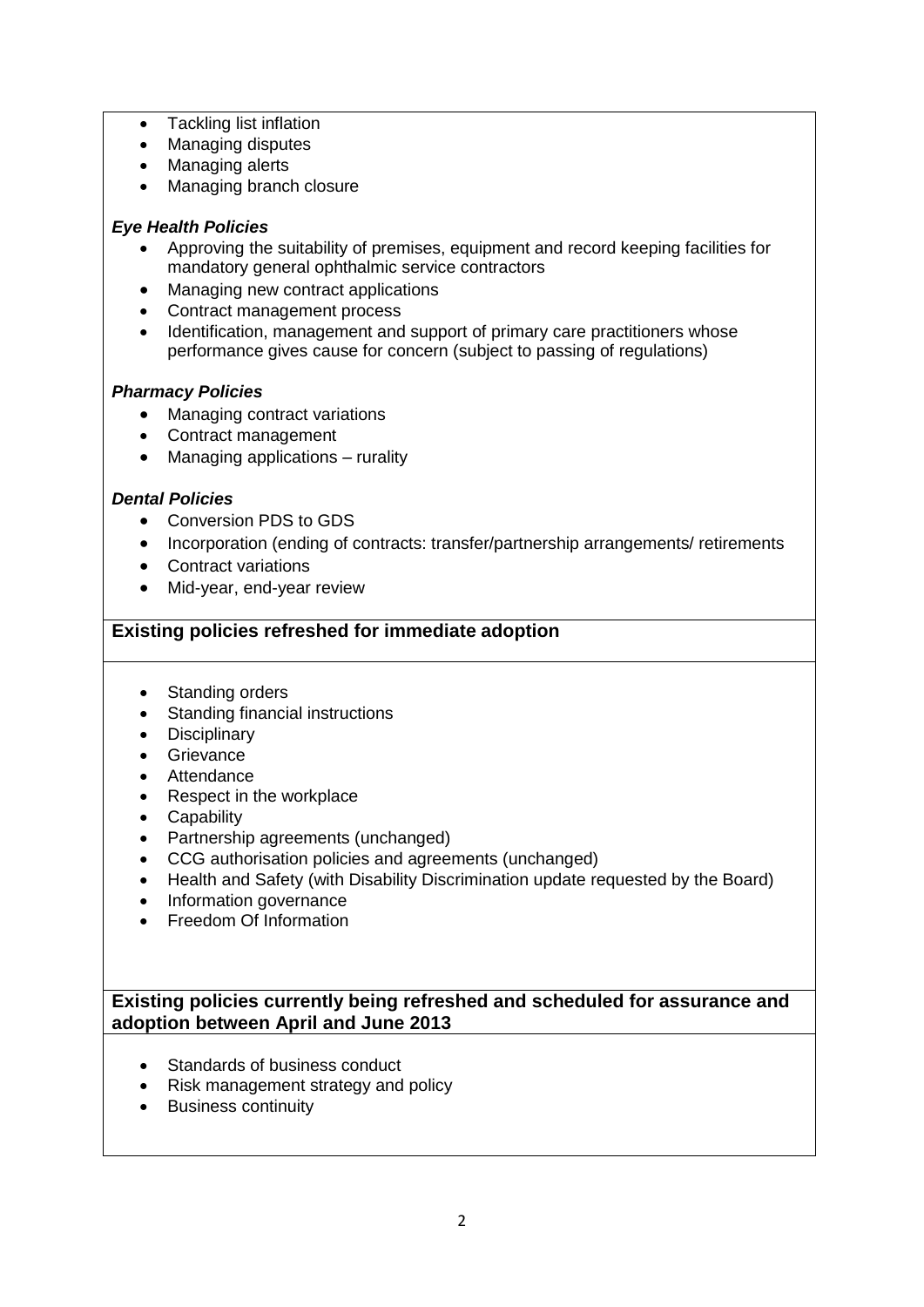- Tackling list inflation
- Managing disputes
- Managing alerts
- Managing branch closure

***Eye Health Policies***

- Approving the suitability of premises, equipment and record keeping facilities for mandatory general ophthalmic service contractors
- Managing new contract applications
- Contract management process
- Identification, management and support of primary care practitioners whose performance gives cause for concern (subject to passing of regulations)

***Pharmacy Policies***

- Managing contract variations
- Contract management
- Managing applications – rurality

***Dental Policies***

- Conversion PDS to GDS
- Incorporation (ending of contracts: transfer/partnership arrangements/ retirements
- Contract variations
- Mid-year, end-year review

**Existing policies refreshed for immediate adoption**

- Standing orders
- Standing financial instructions
- Disciplinary
- Grievance
- Attendance
- Respect in the workplace
- Capability
- Partnership agreements (unchanged)
- CCG authorisation policies and agreements (unchanged)
- Health and Safety (with Disability Discrimination update requested by the Board)
- Information governance
- Freedom Of Information

**Existing policies currently being refreshed and scheduled for assurance and adoption between April and June 2013**

- Standards of business conduct
- Risk management strategy and policy
- Business continuity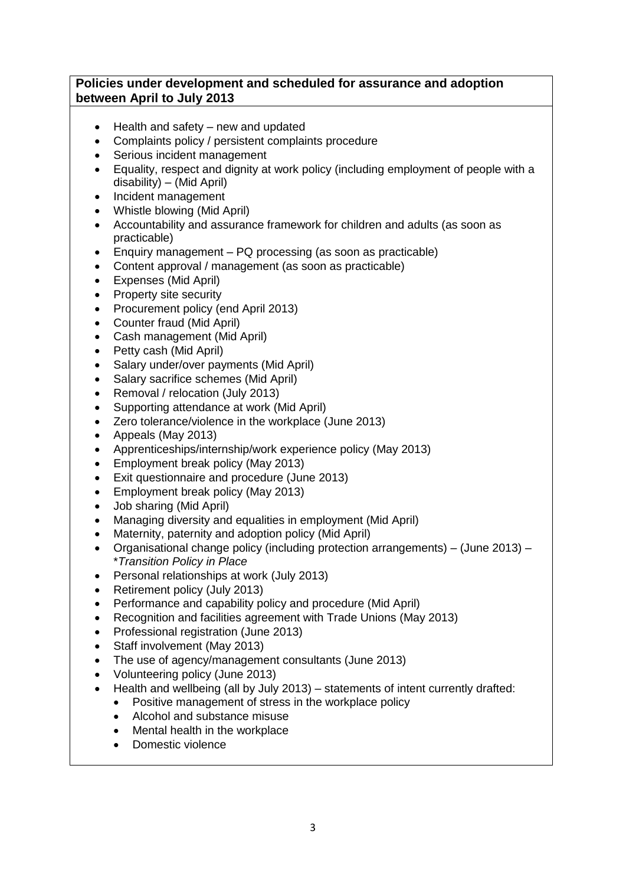**Policies under development and scheduled for assurance and adoption between April to July 2013**

- Health and safety – new and updated
- Complaints policy / persistent complaints procedure
- Serious incident management
- Equality, respect and dignity at work policy (including employment of people with a disability) – (Mid April)
- Incident management
- Whistle blowing (Mid April)
- Accountability and assurance framework for children and adults (as soon as practicable)
- Enquiry management – PQ processing (as soon as practicable)
- Content approval / management (as soon as practicable)
- Expenses (Mid April)
- Property site security
- Procurement policy (end April 2013)
- Counter fraud (Mid April)
- Cash management (Mid April)
- Petty cash (Mid April)
- Salary under/over payments (Mid April)
- Salary sacrifice schemes (Mid April)
- Removal / relocation (July 2013)
- Supporting attendance at work (Mid April)
- Zero tolerance/violence in the workplace (June 2013)
- Appeals (May 2013)
- Apprenticeships/internship/work experience policy (May 2013)
- Employment break policy (May 2013)
- Exit questionnaire and procedure (June 2013)
- Employment break policy (May 2013)
- Job sharing (Mid April)
- Managing diversity and equalities in employment (Mid April)
- Maternity, paternity and adoption policy (Mid April)
- Organisational change policy (including protection arrangements) – (June 2013) – **Transition Policy in Place*
- Personal relationships at work (July 2013)
- Retirement policy (July 2013)
- Performance and capability policy and procedure (Mid April)
- Recognition and facilities agreement with Trade Unions (May 2013)
- Professional registration (June 2013)
- Staff involvement (May 2013)
- The use of agency/management consultants (June 2013)
- Volunteering policy (June 2013)
- Health and wellbeing (all by July 2013) – statements of intent currently drafted:
  - Positive management of stress in the workplace policy
  - Alcohol and substance misuse
  - Mental health in the workplace
  - Domestic violence